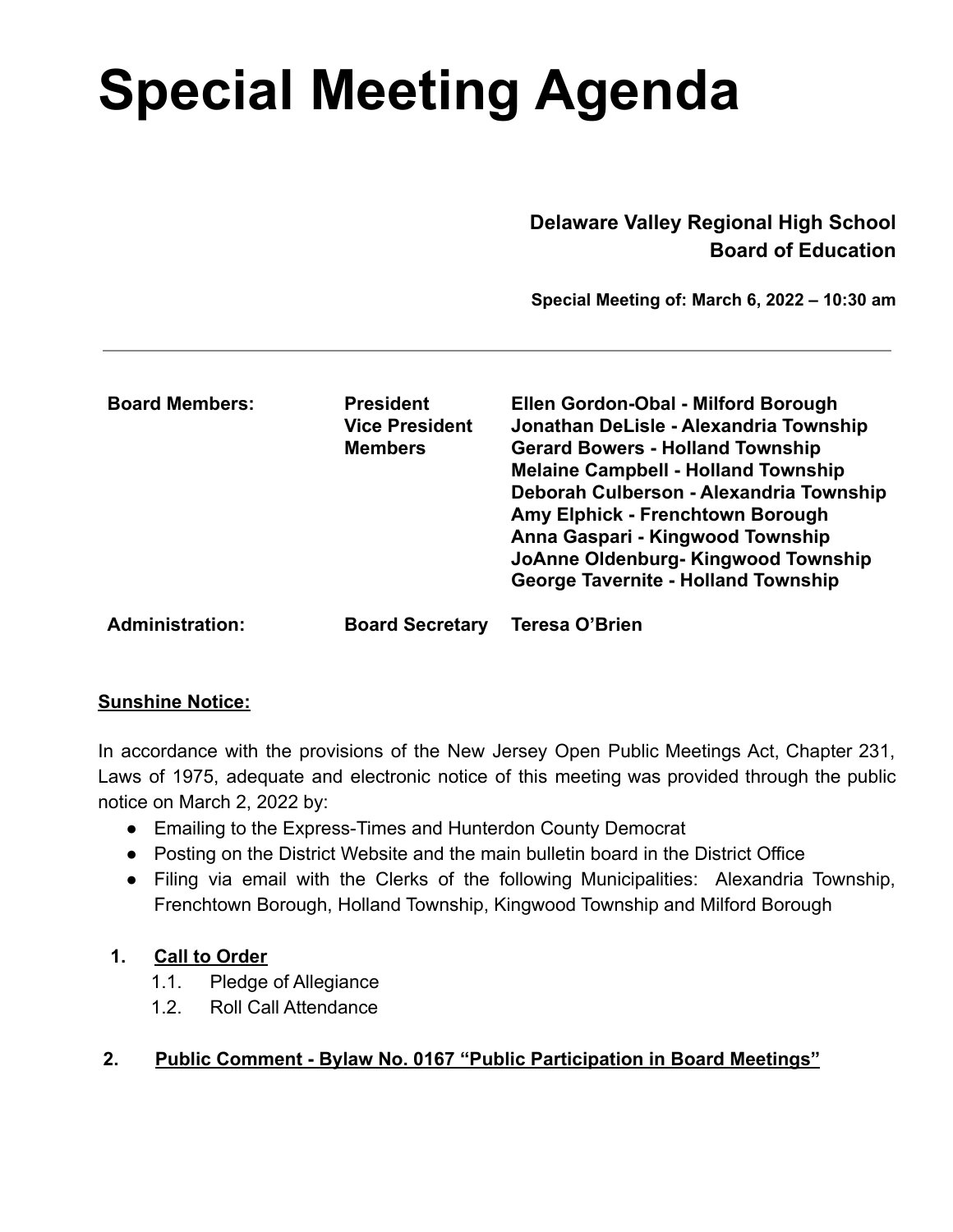# Special Meeting Agenda

**Delaware Valley Regional High School**
**Board of Education**

**Special Meeting of: March 6, 2022 – 10:30 am**

---

| | | |
|---|---|---|
| **Board Members:** | **President** | **Ellen Gordon-Obal - Milford Borough** |
| | **Vice President** | **Jonathan DeLisle - Alexandria Township** |
| | **Members** | **Gerard Bowers - Holland Township** |
| | | **Melaine Campbell - Holland Township** |
| | | **Deborah Culberson - Alexandria Township** |
| | | **Amy Elphick - Frenchtown Borough** |
| | | **Anna Gaspari - Kingwood Township** |
| | | **JoAnne Oldenburg- Kingwood Township** |
| | | **George Tavernite - Holland Township** |
| **Administration:** | **Board Secretary** | **Teresa O'Brien** |

**Sunshine Notice:**

In accordance with the provisions of the New Jersey Open Public Meetings Act, Chapter 231, Laws of 1975, adequate and electronic notice of this meeting was provided through the public notice on March 2, 2022 by:

- Emailing to the Express-Times and Hunterdon County Democrat
- Posting on the District Website and the main bulletin board in the District Office
- Filing via email with the Clerks of the following Municipalities: Alexandria Township, Frenchtown Borough, Holland Township, Kingwood Township and Milford Borough

1. **Call to Order**
   - 1.1. Pledge of Allegiance
   - 1.2. Roll Call Attendance

2. **Public Comment - Bylaw No. 0167 "Public Participation in Board Meetings"**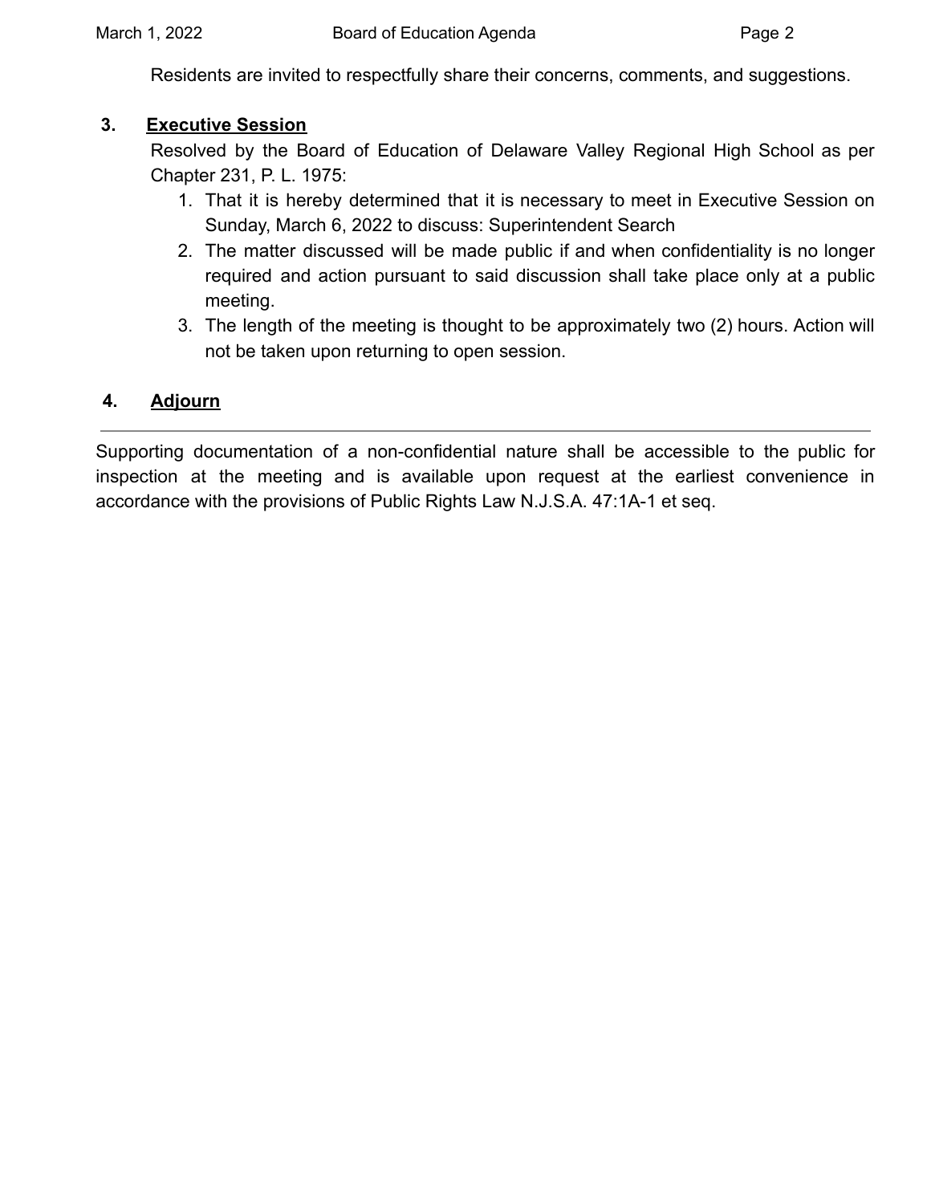Residents are invited to respectfully share their concerns, comments, and suggestions.

**3. <u>Executive Session</u>**

Resolved by the Board of Education of Delaware Valley Regional High School as per Chapter 231, P. L. 1975:

1. That it is hereby determined that it is necessary to meet in Executive Session on Sunday, March 6, 2022 to discuss: Superintendent Search
2. The matter discussed will be made public if and when confidentiality is no longer required and action pursuant to said discussion shall take place only at a public meeting.
3. The length of the meeting is thought to be approximately two (2) hours. Action will not be taken upon returning to open session.

**4. <u>Adjourn</u>**

---

Supporting documentation of a non-confidential nature shall be accessible to the public for inspection at the meeting and is available upon request at the earliest convenience in accordance with the provisions of Public Rights Law N.J.S.A. 47:1A-1 et seq.